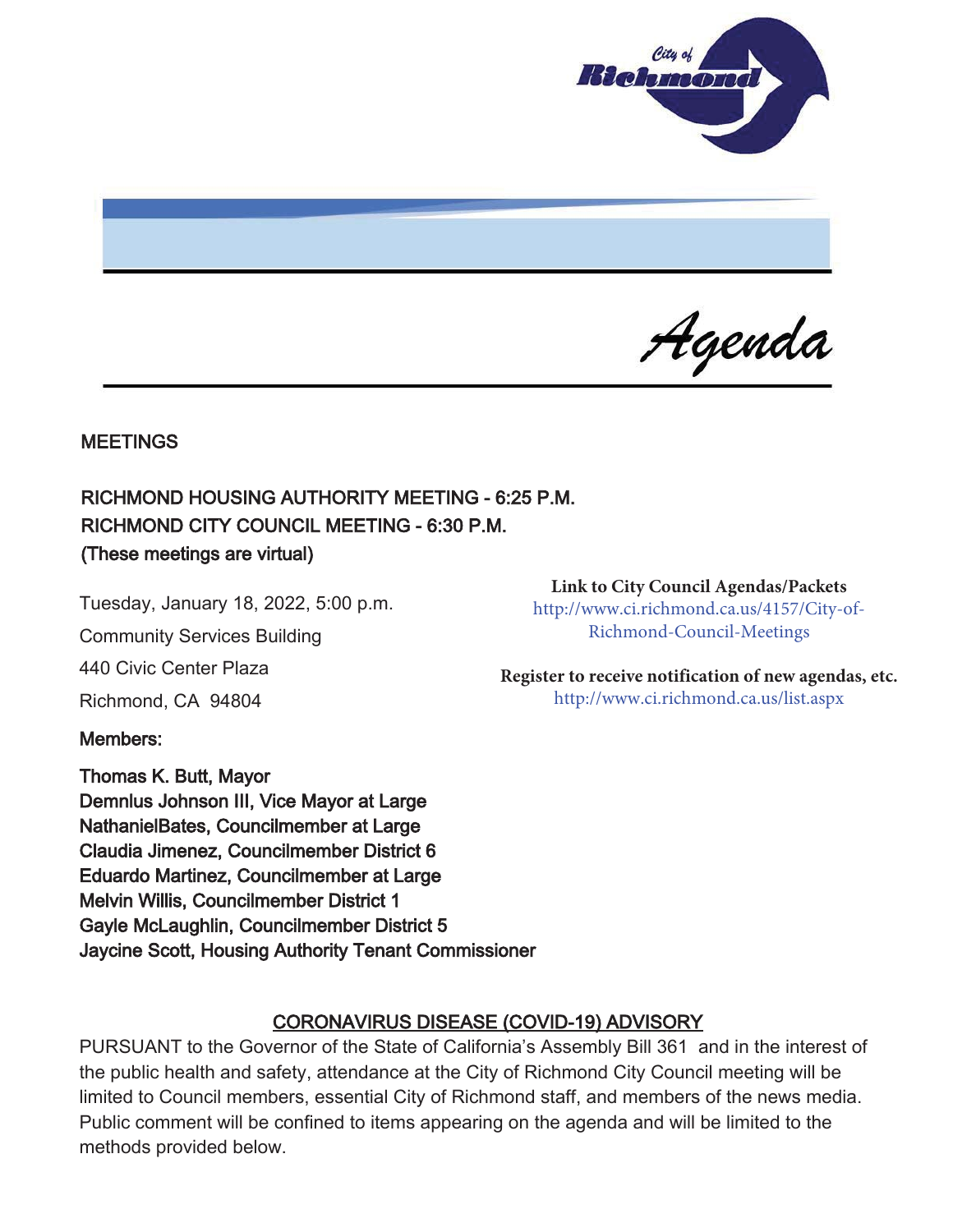# Agenda

## MEETINGS

**RICHMOND HOUSING AUTHORITY MEETING - 6:25 P.M.**
**RICHMOND CITY COUNCIL MEETING - 6:30 P.M.**
**(These meetings are virtual)**

Tuesday, January 18, 2022, 5:00 p.m.

Community Services Building

440 Civic Center Plaza

Richmond, CA 94804

**Link to City Council Agendas/Packets**
http://www.ci.richmond.ca.us/4157/City-of-Richmond-Council-Meetings

**Register to receive notification of new agendas, etc.**
http://www.ci.richmond.ca.us/list.aspx

**Members:**

**Thomas K. Butt, Mayor**
**Demnlus Johnson III, Vice Mayor at Large**
**NathanielBates, Councilmember at Large**
**Claudia Jimenez, Councilmember District 6**
**Eduardo Martinez, Councilmember at Large**
**Melvin Willis, Councilmember District 1**
**Gayle McLaughlin, Councilmember District 5**
**Jaycine Scott, Housing Authority Tenant Commissioner**

## CORONAVIRUS DISEASE (COVID-19) ADVISORY

PURSUANT to the Governor of the State of California's Assembly Bill 361 and in the interest of the public health and safety, attendance at the City of Richmond City Council meeting will be limited to Council members, essential City of Richmond staff, and members of the news media. Public comment will be confined to items appearing on the agenda and will be limited to the methods provided below.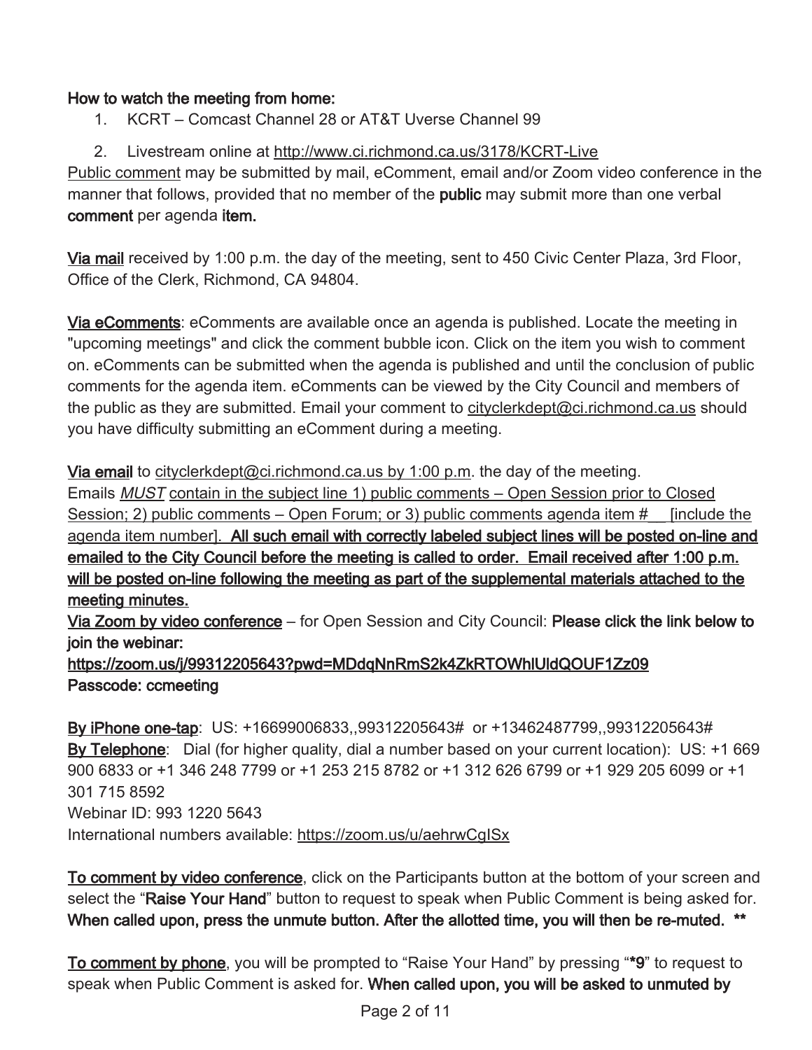**How to watch the meeting from home:**

1. KCRT – Comcast Channel 28 or AT&T Uverse Channel 99
2. Livestream online at http://www.ci.richmond.ca.us/3178/KCRT-Live

Public comment may be submitted by mail, eComment, email and/or Zoom video conference in the manner that follows, provided that no member of the **public** may submit more than one verbal **comment** per agenda **item.**

**Via mail** received by 1:00 p.m. the day of the meeting, sent to 450 Civic Center Plaza, 3rd Floor, Office of the Clerk, Richmond, CA 94804.

**Via eComments**: eComments are available once an agenda is published. Locate the meeting in "upcoming meetings" and click the comment bubble icon. Click on the item you wish to comment on. eComments can be submitted when the agenda is published and until the conclusion of public comments for the agenda item. eComments can be viewed by the City Council and members of the public as they are submitted. Email your comment to cityclerkdept@ci.richmond.ca.us should you have difficulty submitting an eComment during a meeting.

**Via email** to cityclerkdept@ci.richmond.ca.us by 1:00 p.m. the day of the meeting.
Emails *MUST* contain in the subject line 1) public comments – Open Session prior to Closed Session; 2) public comments – Open Forum; or 3) public comments agenda item #__ [include the agenda item number]. **All such email with correctly labeled subject lines will be posted on-line and emailed to the City Council before the meeting is called to order. Email received after 1:00 p.m. will be posted on-line following the meeting as part of the supplemental materials attached to the meeting minutes.**

**Via Zoom by video conference** – for Open Session and City Council: **Please click the link below to join the webinar:**
**https://zoom.us/j/99312205643?pwd=MDdqNnRmS2k4ZkRTOWhlUldQOUF1Zz09**
**Passcode: ccmeeting**

**By iPhone one-tap**: US: +16699006833,,99312205643# or +13462487799,,99312205643#
**By Telephone**: Dial (for higher quality, dial a number based on your current location): US: +1 669 900 6833 or +1 346 248 7799 or +1 253 215 8782 or +1 312 626 6799 or +1 929 205 6099 or +1 301 715 8592
Webinar ID: 993 1220 5643
International numbers available: https://zoom.us/u/aehrwCgISx

**To comment by video conference**, click on the Participants button at the bottom of your screen and select the "**Raise Your Hand**" button to request to speak when Public Comment is being asked for. **When called upon, press the unmute button. After the allotted time, you will then be re-muted. \*\***

**To comment by phone**, you will be prompted to "Raise Your Hand" by pressing "**\*9**" to request to speak when Public Comment is asked for. **When called upon, you will be asked to unmuted by**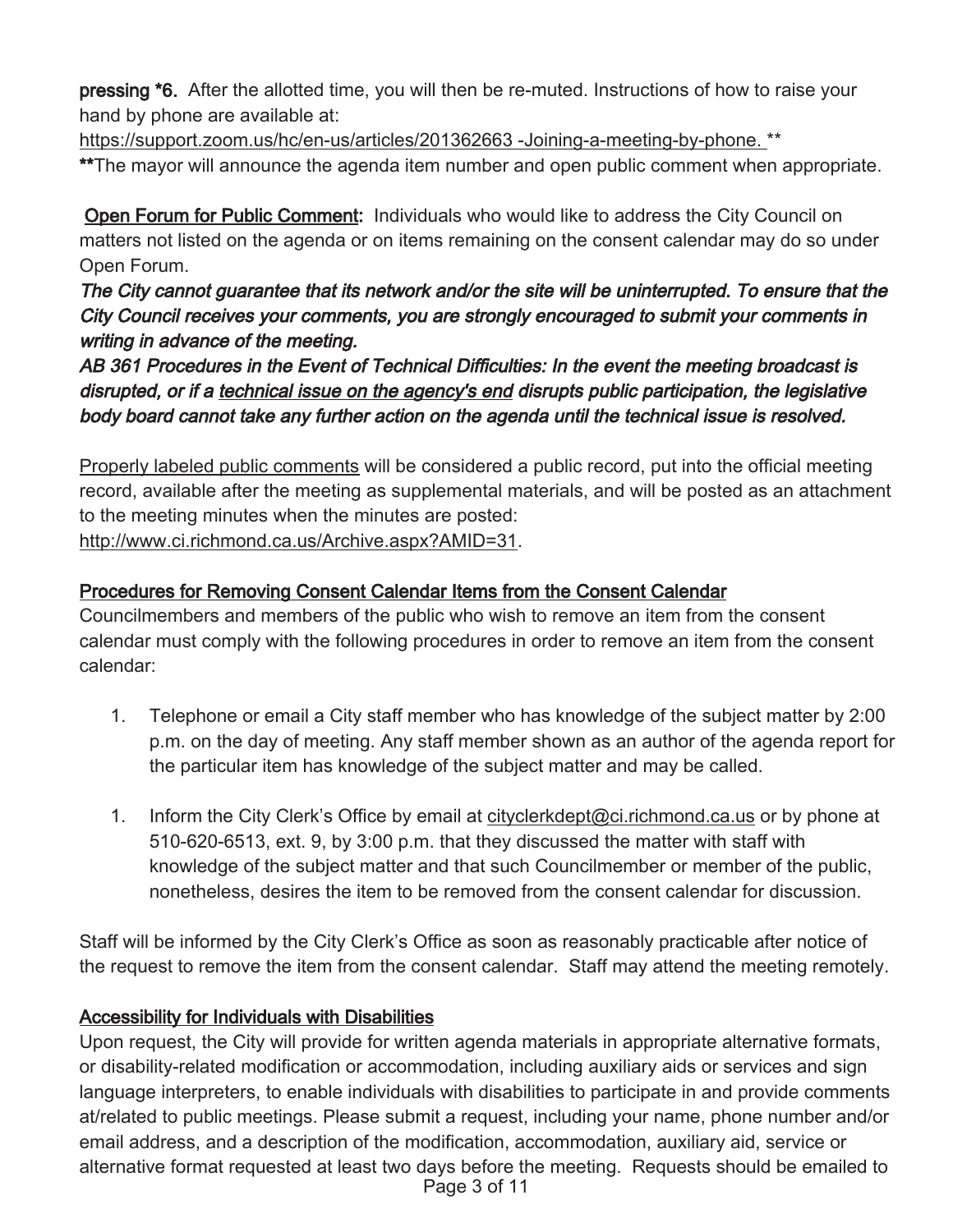**pressing *6.** After the allotted time, you will then be re-muted. Instructions of how to raise your hand by phone are available at:

https://support.zoom.us/hc/en-us/articles/201362663 -Joining-a-meeting-by-phone. **

****The mayor will announce the agenda item number and open public comment when appropriate.

**Open Forum for Public Comment:** Individuals who would like to address the City Council on matters not listed on the agenda or on items remaining on the consent calendar may do so under Open Forum.

***The City cannot guarantee that its network and/or the site will be uninterrupted. To ensure that the City Council receives your comments, you are strongly encouraged to submit your comments in writing in advance of the meeting.***

***AB 361 Procedures in the Event of Technical Difficulties: In the event the meeting broadcast is disrupted, or if a technical issue on the agency's end disrupts public participation, the legislative body board cannot take any further action on the agenda until the technical issue is resolved.***

Properly labeled public comments will be considered a public record, put into the official meeting record, available after the meeting as supplemental materials, and will be posted as an attachment to the meeting minutes when the minutes are posted: http://www.ci.richmond.ca.us/Archive.aspx?AMID=31.

**Procedures for Removing Consent Calendar Items from the Consent Calendar**

Councilmembers and members of the public who wish to remove an item from the consent calendar must comply with the following procedures in order to remove an item from the consent calendar:

1. Telephone or email a City staff member who has knowledge of the subject matter by 2:00 p.m. on the day of meeting. Any staff member shown as an author of the agenda report for the particular item has knowledge of the subject matter and may be called.

1. Inform the City Clerk's Office by email at cityclerkdept@ci.richmond.ca.us or by phone at 510-620-6513, ext. 9, by 3:00 p.m. that they discussed the matter with staff with knowledge of the subject matter and that such Councilmember or member of the public, nonetheless, desires the item to be removed from the consent calendar for discussion.

Staff will be informed by the City Clerk's Office as soon as reasonably practicable after notice of the request to remove the item from the consent calendar. Staff may attend the meeting remotely.

**Accessibility for Individuals with Disabilities**

Upon request, the City will provide for written agenda materials in appropriate alternative formats, or disability-related modification or accommodation, including auxiliary aids or services and sign language interpreters, to enable individuals with disabilities to participate in and provide comments at/related to public meetings. Please submit a request, including your name, phone number and/or email address, and a description of the modification, accommodation, auxiliary aid, service or alternative format requested at least two days before the meeting. Requests should be emailed to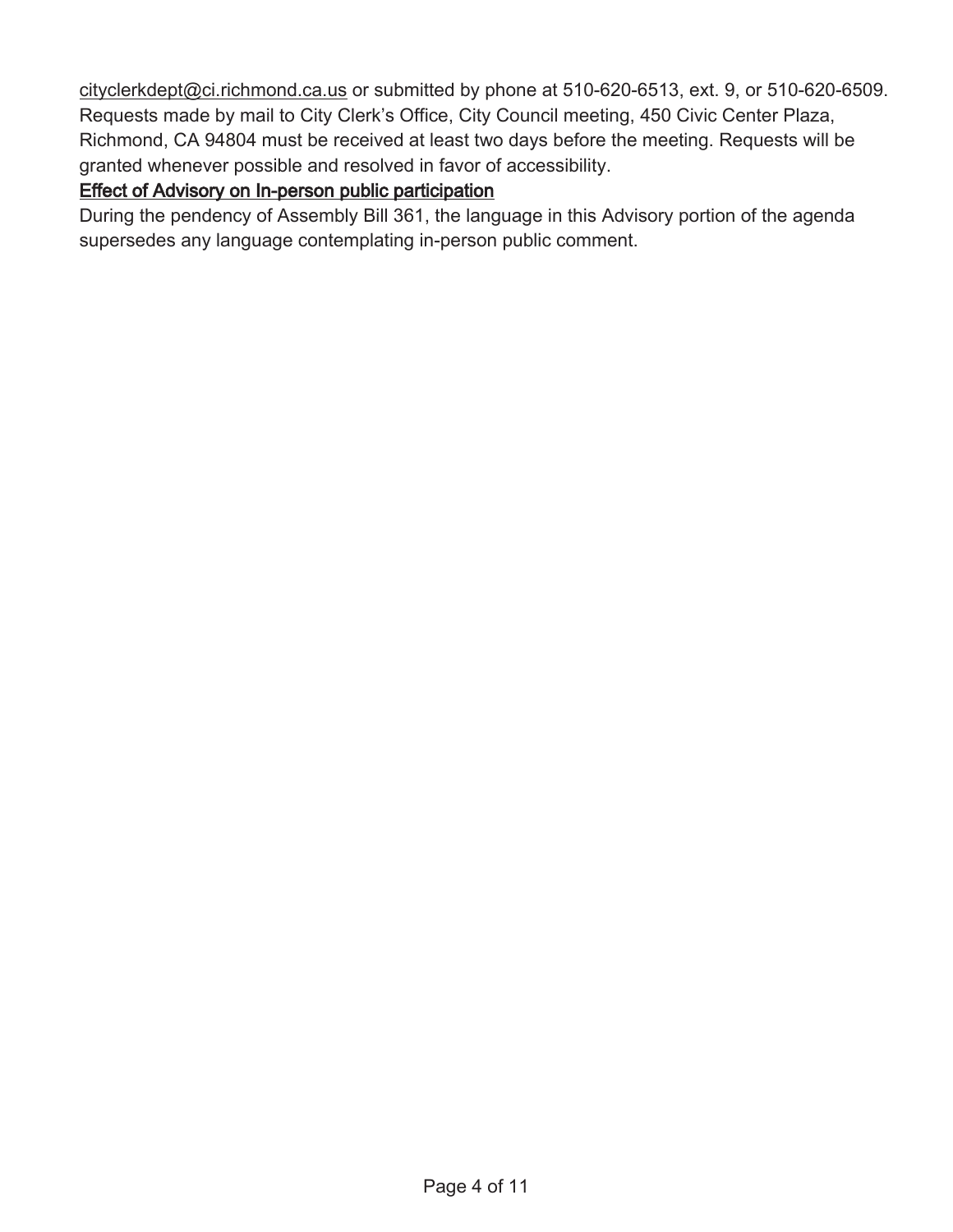cityclerkdept@ci.richmond.ca.us or submitted by phone at 510-620-6513, ext. 9, or 510-620-6509. Requests made by mail to City Clerk's Office, City Council meeting, 450 Civic Center Plaza, Richmond, CA 94804 must be received at least two days before the meeting. Requests will be granted whenever possible and resolved in favor of accessibility.

**Effect of Advisory on In-person public participation**

During the pendency of Assembly Bill 361, the language in this Advisory portion of the agenda supersedes any language contemplating in-person public comment.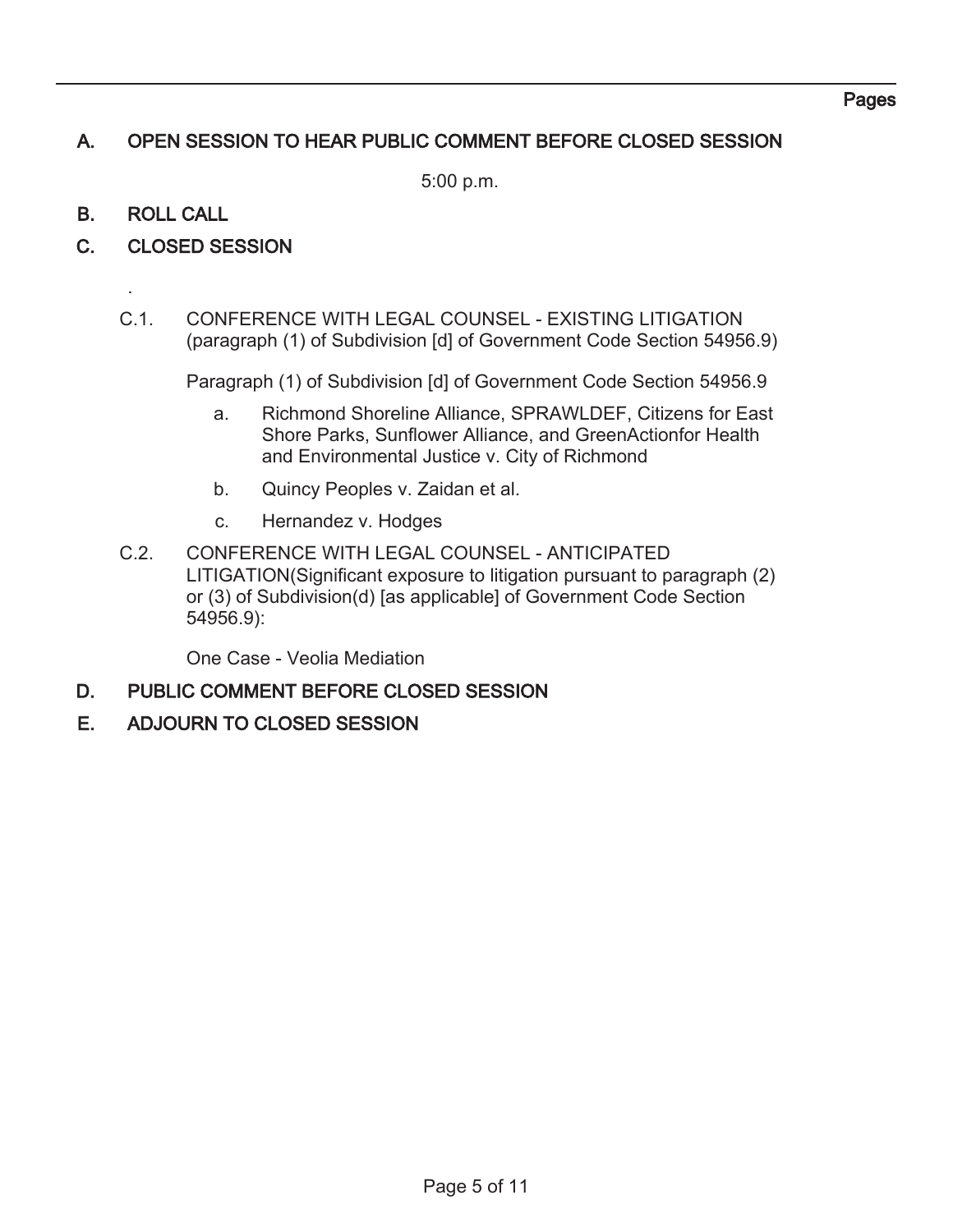Pages

## A. OPEN SESSION TO HEAR PUBLIC COMMENT BEFORE CLOSED SESSION

5:00 p.m.

## B. ROLL CALL

## C. CLOSED SESSION

.

C.1. CONFERENCE WITH LEGAL COUNSEL - EXISTING LITIGATION (paragraph (1) of Subdivision [d] of Government Code Section 54956.9)

Paragraph (1) of Subdivision [d] of Government Code Section 54956.9

a. Richmond Shoreline Alliance, SPRAWLDEF, Citizens for East Shore Parks, Sunflower Alliance, and GreenActionfor Health and Environmental Justice v. City of Richmond

b. Quincy Peoples v. Zaidan et al.

c. Hernandez v. Hodges

C.2. CONFERENCE WITH LEGAL COUNSEL - ANTICIPATED LITIGATION(Significant exposure to litigation pursuant to paragraph (2) or (3) of Subdivision(d) [as applicable] of Government Code Section 54956.9):

One Case - Veolia Mediation

## D. PUBLIC COMMENT BEFORE CLOSED SESSION

## E. ADJOURN TO CLOSED SESSION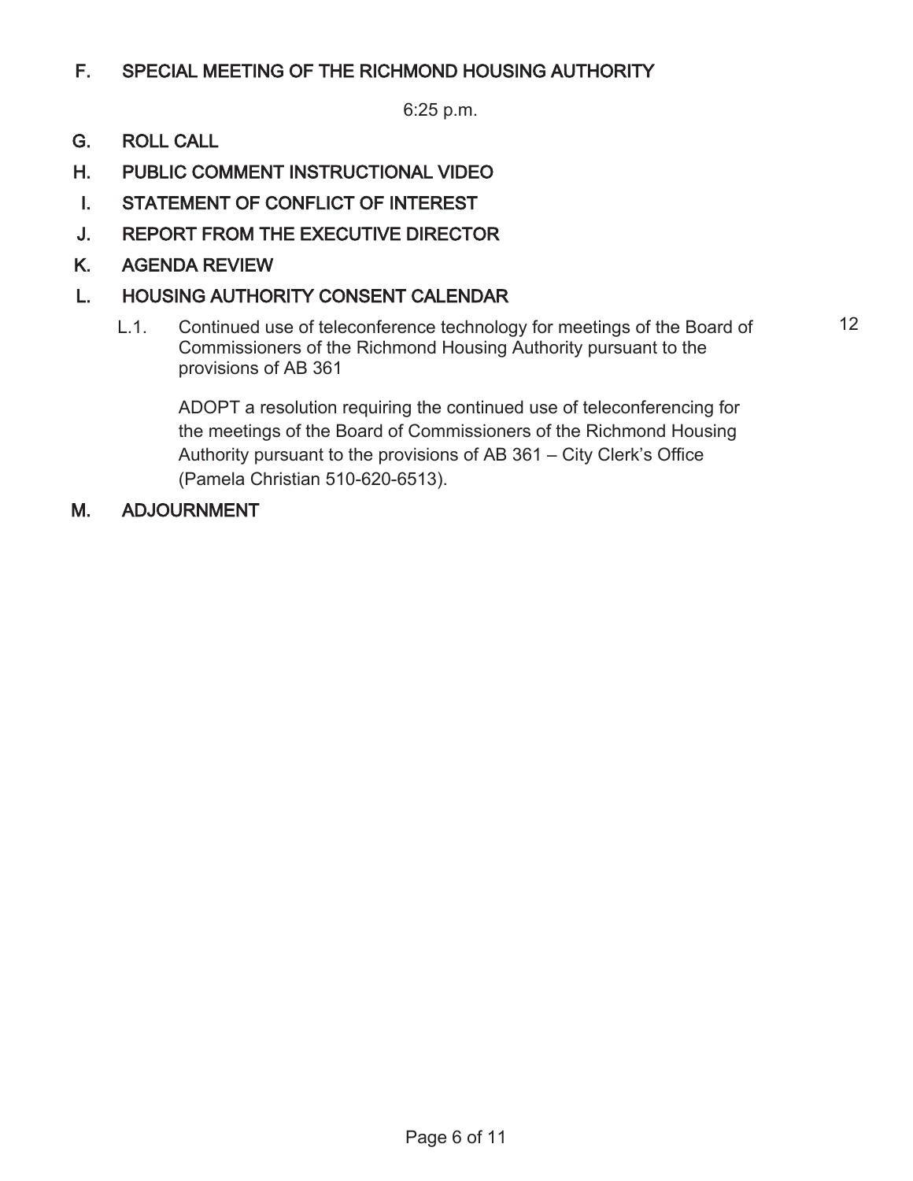## F. SPECIAL MEETING OF THE RICHMOND HOUSING AUTHORITY

6:25 p.m.

## G. ROLL CALL

## H. PUBLIC COMMENT INSTRUCTIONAL VIDEO

## I. STATEMENT OF CONFLICT OF INTEREST

## J. REPORT FROM THE EXECUTIVE DIRECTOR

## K. AGENDA REVIEW

## L. HOUSING AUTHORITY CONSENT CALENDAR

L.1. Continued use of teleconference technology for meetings of the Board of Commissioners of the Richmond Housing Authority pursuant to the provisions of AB 361 — 12

ADOPT a resolution requiring the continued use of teleconferencing for the meetings of the Board of Commissioners of the Richmond Housing Authority pursuant to the provisions of AB 361 – City Clerk's Office (Pamela Christian 510-620-6513).

## M. ADJOURNMENT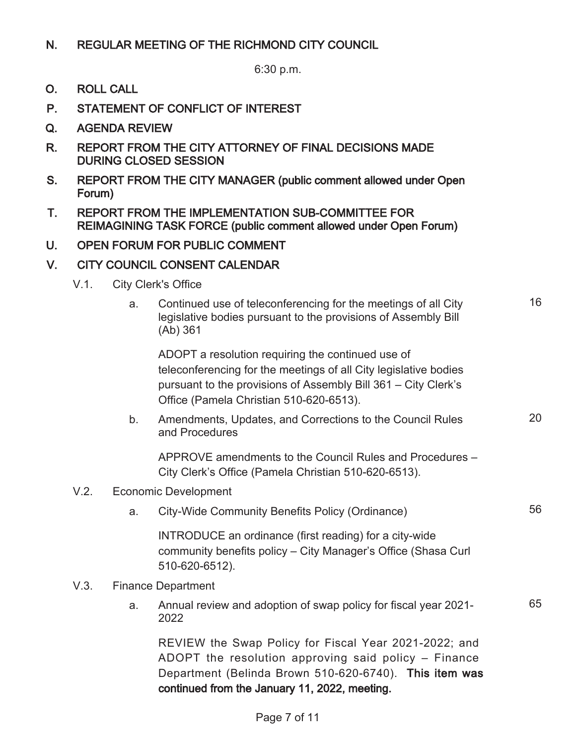## N. REGULAR MEETING OF THE RICHMOND CITY COUNCIL

6:30 p.m.

## O. ROLL CALL

## P. STATEMENT OF CONFLICT OF INTEREST

## Q. AGENDA REVIEW

## R. REPORT FROM THE CITY ATTORNEY OF FINAL DECISIONS MADE DURING CLOSED SESSION

## S. REPORT FROM THE CITY MANAGER (public comment allowed under Open Forum)

## T. REPORT FROM THE IMPLEMENTATION SUB-COMMITTEE FOR REIMAGINING TASK FORCE (public comment allowed under Open Forum)

## U. OPEN FORUM FOR PUBLIC COMMENT

## V. CITY COUNCIL CONSENT CALENDAR

V.1. City Clerk's Office

a. Continued use of teleconferencing for the meetings of all City legislative bodies pursuant to the provisions of Assembly Bill (Ab) 361 — 16

ADOPT a resolution requiring the continued use of teleconferencing for the meetings of all City legislative bodies pursuant to the provisions of Assembly Bill 361 – City Clerk's Office (Pamela Christian 510-620-6513).

b. Amendments, Updates, and Corrections to the Council Rules and Procedures — 20

APPROVE amendments to the Council Rules and Procedures – City Clerk's Office (Pamela Christian 510-620-6513).

V.2. Economic Development

a. City-Wide Community Benefits Policy (Ordinance) — 56

INTRODUCE an ordinance (first reading) for a city-wide community benefits policy – City Manager's Office (Shasa Curl 510-620-6512).

V.3. Finance Department

a. Annual review and adoption of swap policy for fiscal year 2021-2022 — 65

REVIEW the Swap Policy for Fiscal Year 2021-2022; and ADOPT the resolution approving said policy – Finance Department (Belinda Brown 510-620-6740). **This item was continued from the January 11, 2022, meeting.**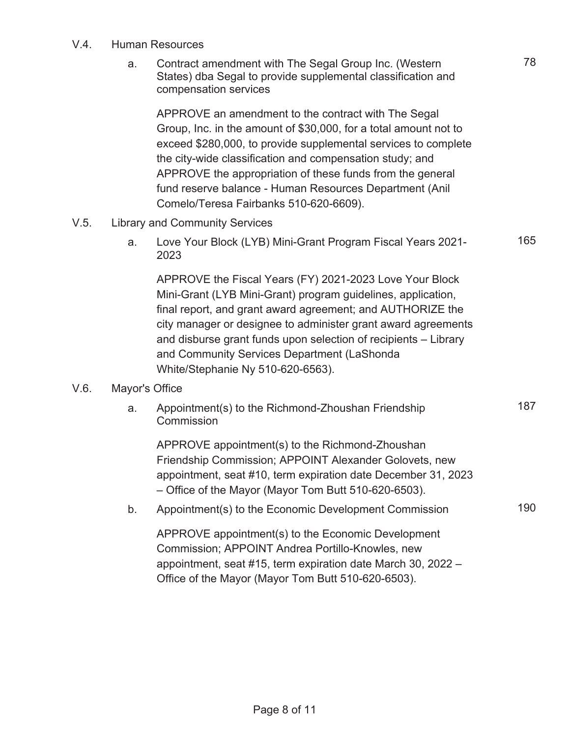V.4. Human Resources

a. Contract amendment with The Segal Group Inc. (Western States) dba Segal to provide supplemental classification and compensation services — 78

APPROVE an amendment to the contract with The Segal Group, Inc. in the amount of $30,000, for a total amount not to exceed $280,000, to provide supplemental services to complete the city-wide classification and compensation study; and APPROVE the appropriation of these funds from the general fund reserve balance - Human Resources Department (Anil Comelo/Teresa Fairbanks 510-620-6609).

V.5. Library and Community Services

a. Love Your Block (LYB) Mini-Grant Program Fiscal Years 2021-2023 — 165

APPROVE the Fiscal Years (FY) 2021-2023 Love Your Block Mini-Grant (LYB Mini-Grant) program guidelines, application, final report, and grant award agreement; and AUTHORIZE the city manager or designee to administer grant award agreements and disburse grant funds upon selection of recipients – Library and Community Services Department (LaShonda White/Stephanie Ny 510-620-6563).

V.6. Mayor's Office

a. Appointment(s) to the Richmond-Zhoushan Friendship Commission — 187

APPROVE appointment(s) to the Richmond-Zhoushan Friendship Commission; APPOINT Alexander Golovets, new appointment, seat #10, term expiration date December 31, 2023 – Office of the Mayor (Mayor Tom Butt 510-620-6503).

b. Appointment(s) to the Economic Development Commission — 190

APPROVE appointment(s) to the Economic Development Commission; APPOINT Andrea Portillo-Knowles, new appointment, seat #15, term expiration date March 30, 2022 – Office of the Mayor (Mayor Tom Butt 510-620-6503).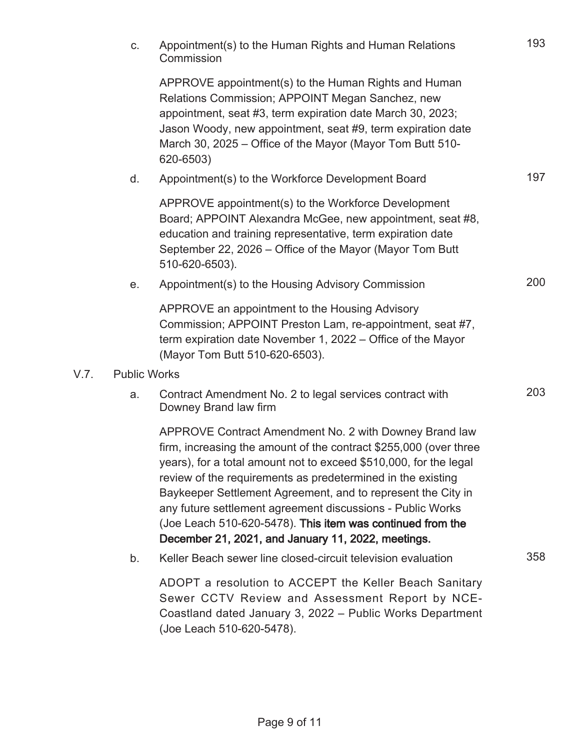c. Appointment(s) to the Human Rights and Human Relations Commission — 193

APPROVE appointment(s) to the Human Rights and Human Relations Commission; APPOINT Megan Sanchez, new appointment, seat #3, term expiration date March 30, 2023; Jason Woody, new appointment, seat #9, term expiration date March 30, 2025 – Office of the Mayor (Mayor Tom Butt 510-620-6503)

d. Appointment(s) to the Workforce Development Board — 197

APPROVE appointment(s) to the Workforce Development Board; APPOINT Alexandra McGee, new appointment, seat #8, education and training representative, term expiration date September 22, 2026 – Office of the Mayor (Mayor Tom Butt 510-620-6503).

e. Appointment(s) to the Housing Advisory Commission — 200

APPROVE an appointment to the Housing Advisory Commission; APPOINT Preston Lam, re-appointment, seat #7, term expiration date November 1, 2022 – Office of the Mayor (Mayor Tom Butt 510-620-6503).

## V.7. Public Works

a. Contract Amendment No. 2 to legal services contract with Downey Brand law firm — 203

APPROVE Contract Amendment No. 2 with Downey Brand law firm, increasing the amount of the contract $255,000 (over three years), for a total amount not to exceed $510,000, for the legal review of the requirements as predetermined in the existing Baykeeper Settlement Agreement, and to represent the City in any future settlement agreement discussions - Public Works (Joe Leach 510-620-5478). **This item was continued from the December 21, 2021, and January 11, 2022, meetings.**

b. Keller Beach sewer line closed-circuit television evaluation — 358

ADOPT a resolution to ACCEPT the Keller Beach Sanitary Sewer CCTV Review and Assessment Report by NCE-Coastland dated January 3, 2022 – Public Works Department (Joe Leach 510-620-5478).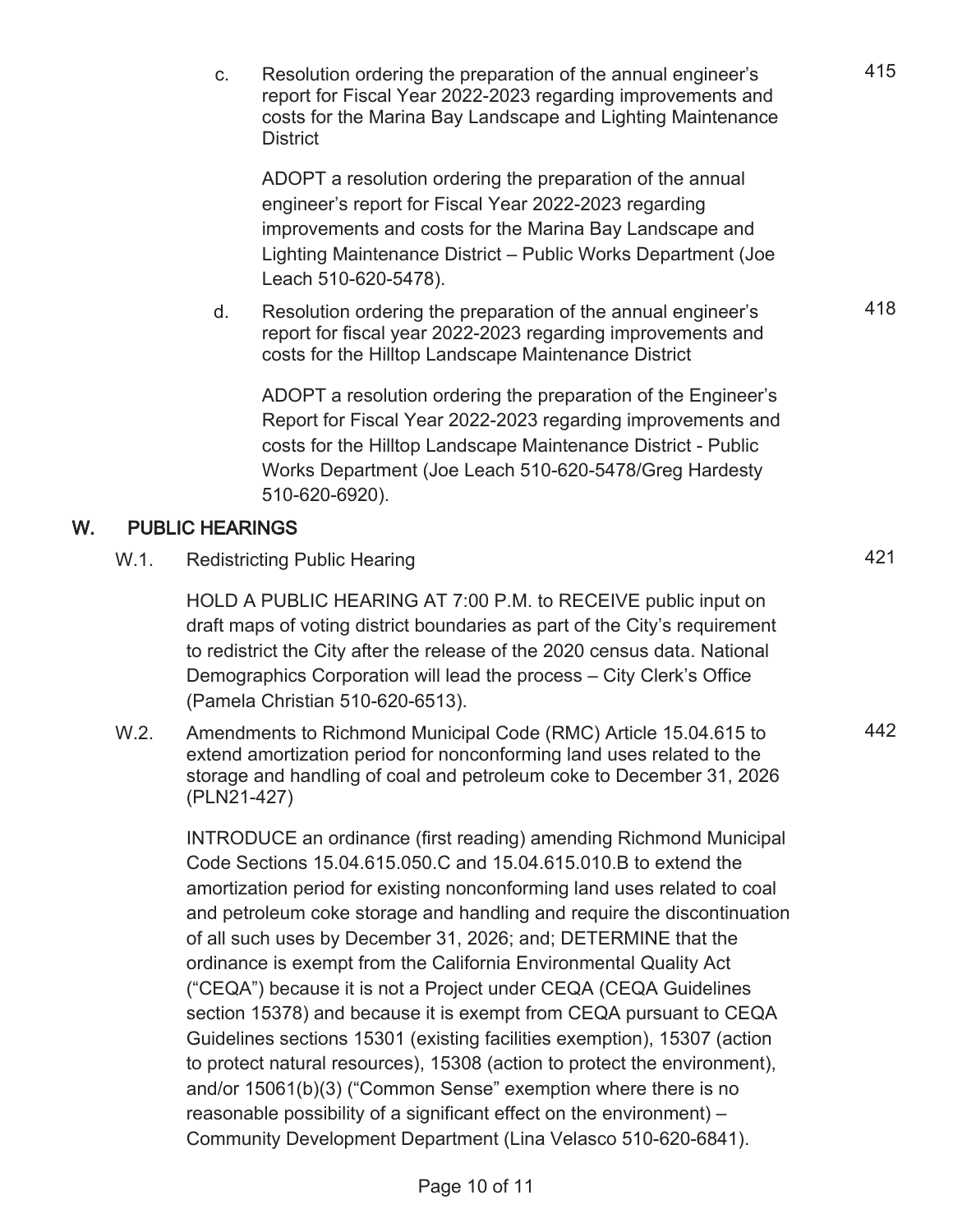c. Resolution ordering the preparation of the annual engineer's report for Fiscal Year 2022-2023 regarding improvements and costs for the Marina Bay Landscape and Lighting Maintenance District — 415

ADOPT a resolution ordering the preparation of the annual engineer's report for Fiscal Year 2022-2023 regarding improvements and costs for the Marina Bay Landscape and Lighting Maintenance District – Public Works Department (Joe Leach 510-620-5478).

d. Resolution ordering the preparation of the annual engineer's report for fiscal year 2022-2023 regarding improvements and costs for the Hilltop Landscape Maintenance District — 418

ADOPT a resolution ordering the preparation of the Engineer's Report for Fiscal Year 2022-2023 regarding improvements and costs for the Hilltop Landscape Maintenance District - Public Works Department (Joe Leach 510-620-5478/Greg Hardesty 510-620-6920).

## W. PUBLIC HEARINGS

W.1. Redistricting Public Hearing — 421

HOLD A PUBLIC HEARING AT 7:00 P.M. to RECEIVE public input on draft maps of voting district boundaries as part of the City's requirement to redistrict the City after the release of the 2020 census data. National Demographics Corporation will lead the process – City Clerk's Office (Pamela Christian 510-620-6513).

W.2. Amendments to Richmond Municipal Code (RMC) Article 15.04.615 to extend amortization period for nonconforming land uses related to the storage and handling of coal and petroleum coke to December 31, 2026 (PLN21-427) — 442

INTRODUCE an ordinance (first reading) amending Richmond Municipal Code Sections 15.04.615.050.C and 15.04.615.010.B to extend the amortization period for existing nonconforming land uses related to coal and petroleum coke storage and handling and require the discontinuation of all such uses by December 31, 2026; and; DETERMINE that the ordinance is exempt from the California Environmental Quality Act ("CEQA") because it is not a Project under CEQA (CEQA Guidelines section 15378) and because it is exempt from CEQA pursuant to CEQA Guidelines sections 15301 (existing facilities exemption), 15307 (action to protect natural resources), 15308 (action to protect the environment), and/or 15061(b)(3) ("Common Sense" exemption where there is no reasonable possibility of a significant effect on the environment) – Community Development Department (Lina Velasco 510-620-6841).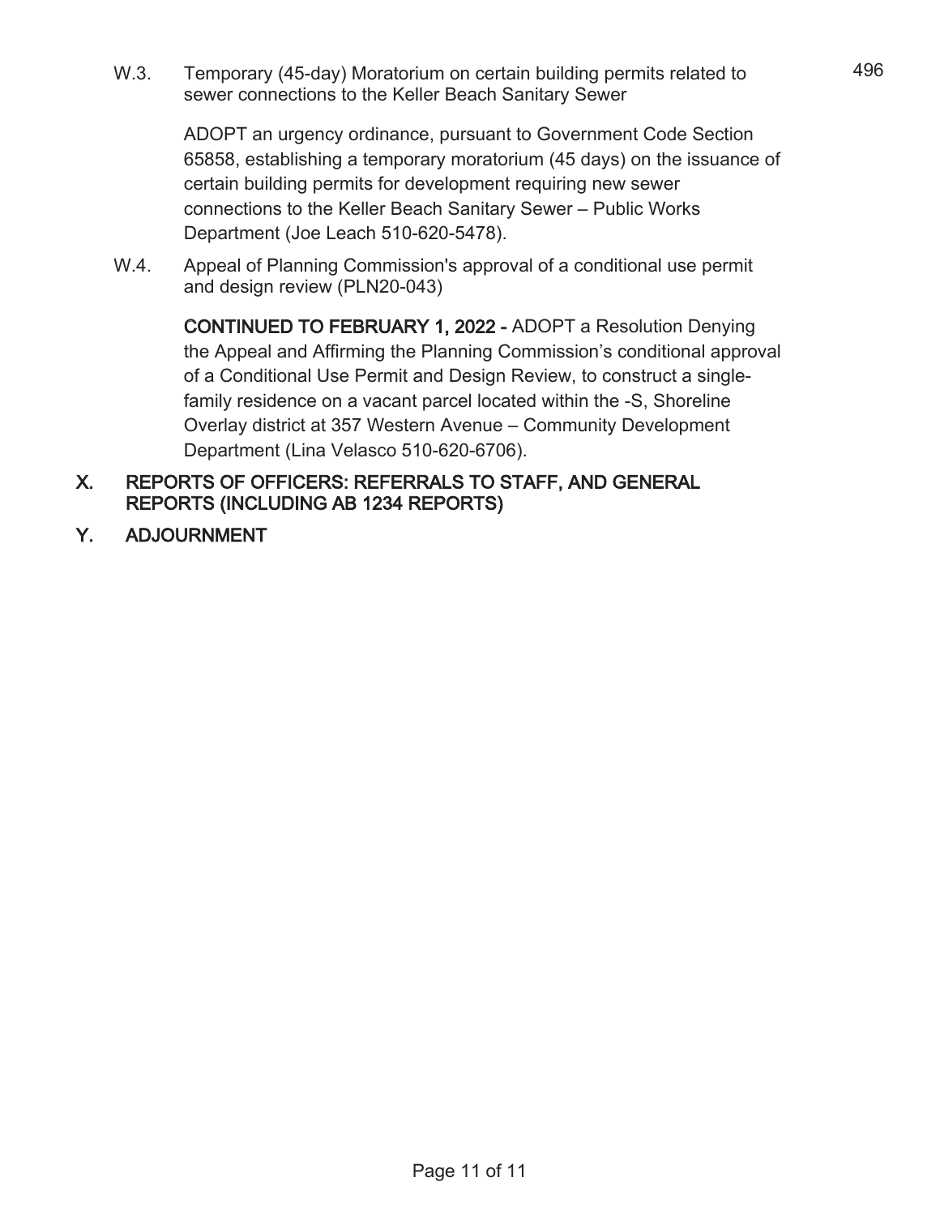W.3. Temporary (45-day) Moratorium on certain building permits related to sewer connections to the Keller Beach Sanitary Sewer

ADOPT an urgency ordinance, pursuant to Government Code Section 65858, establishing a temporary moratorium (45 days) on the issuance of certain building permits for development requiring new sewer connections to the Keller Beach Sanitary Sewer – Public Works Department (Joe Leach 510-620-5478).

W.4. Appeal of Planning Commission's approval of a conditional use permit and design review (PLN20-043)

**CONTINUED TO FEBRUARY 1, 2022 -** ADOPT a Resolution Denying the Appeal and Affirming the Planning Commission's conditional approval of a Conditional Use Permit and Design Review, to construct a single-family residence on a vacant parcel located within the -S, Shoreline Overlay district at 357 Western Avenue – Community Development Department (Lina Velasco 510-620-6706).

## X. REPORTS OF OFFICERS: REFERRALS TO STAFF, AND GENERAL REPORTS (INCLUDING AB 1234 REPORTS)

## Y. ADJOURNMENT